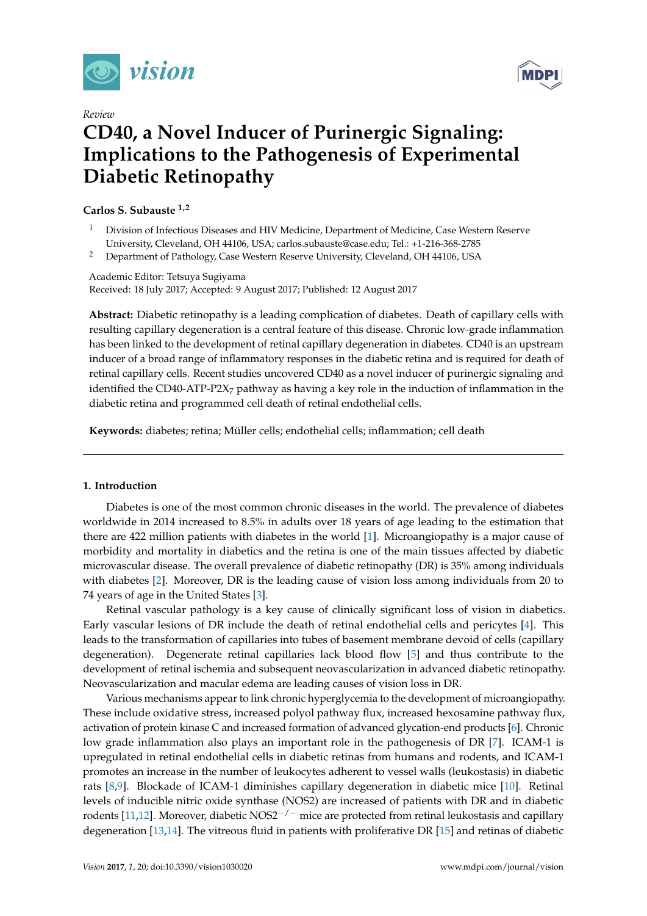*Review*

# CD40, a Novel Inducer of Purinergic Signaling: Implications to the Pathogenesis of Experimental Diabetic Retinopathy

**Carlos S. Subauste [1,2]**

[1] Division of Infectious Diseases and HIV Medicine, Department of Medicine, Case Western Reserve University, Cleveland, OH 44106, USA; carlos.subauste@case.edu; Tel.: +1-216-368-2785

[2] Department of Pathology, Case Western Reserve University, Cleveland, OH 44106, USA

Academic Editor: Tetsuya Sugiyama

Received: 18 July 2017; Accepted: 9 August 2017; Published: 12 August 2017

**Abstract:** Diabetic retinopathy is a leading complication of diabetes. Death of capillary cells with resulting capillary degeneration is a central feature of this disease. Chronic low-grade inflammation has been linked to the development of retinal capillary degeneration in diabetes. CD40 is an upstream inducer of a broad range of inflammatory responses in the diabetic retina and is required for death of retinal capillary cells. Recent studies uncovered CD40 as a novel inducer of purinergic signaling and identified the CD40-ATP-$P2X_7$ pathway as having a key role in the induction of inflammation in the diabetic retina and programmed cell death of retinal endothelial cells.

**Keywords:** diabetes; retina; Müller cells; endothelial cells; inflammation; cell death

## 1. Introduction

Diabetes is one of the most common chronic diseases in the world. The prevalence of diabetes worldwide in 2014 increased to 8.5% in adults over 18 years of age leading to the estimation that there are 422 million patients with diabetes in the world [1]. Microangiopathy is a major cause of morbidity and mortality in diabetics and the retina is one of the main tissues affected by diabetic microvascular disease. The overall prevalence of diabetic retinopathy (DR) is 35% among individuals with diabetes [2]. Moreover, DR is the leading cause of vision loss among individuals from 20 to 74 years of age in the United States [3].

Retinal vascular pathology is a key cause of clinically significant loss of vision in diabetics. Early vascular lesions of DR include the death of retinal endothelial cells and pericytes [4]. This leads to the transformation of capillaries into tubes of basement membrane devoid of cells (capillary degeneration). Degenerate retinal capillaries lack blood flow [5] and thus contribute to the development of retinal ischemia and subsequent neovascularization in advanced diabetic retinopathy. Neovascularization and macular edema are leading causes of vision loss in DR.

Various mechanisms appear to link chronic hyperglycemia to the development of microangiopathy. These include oxidative stress, increased polyol pathway flux, increased hexosamine pathway flux, activation of protein kinase C and increased formation of advanced glycation-end products [6]. Chronic low grade inflammation also plays an important role in the pathogenesis of DR [7]. ICAM-1 is upregulated in retinal endothelial cells in diabetic retinas from humans and rodents, and ICAM-1 promotes an increase in the number of leukocytes adherent to vessel walls (leukostasis) in diabetic rats [8,9]. Blockade of ICAM-1 diminishes capillary degeneration in diabetic mice [10]. Retinal levels of inducible nitric oxide synthase (NOS2) are increased of patients with DR and in diabetic rodents [11,12]. Moreover, diabetic $NOS2^{-/-}$ mice are protected from retinal leukostasis and capillary degeneration [13,14]. The vitreous fluid in patients with proliferative DR [15] and retinas of diabetic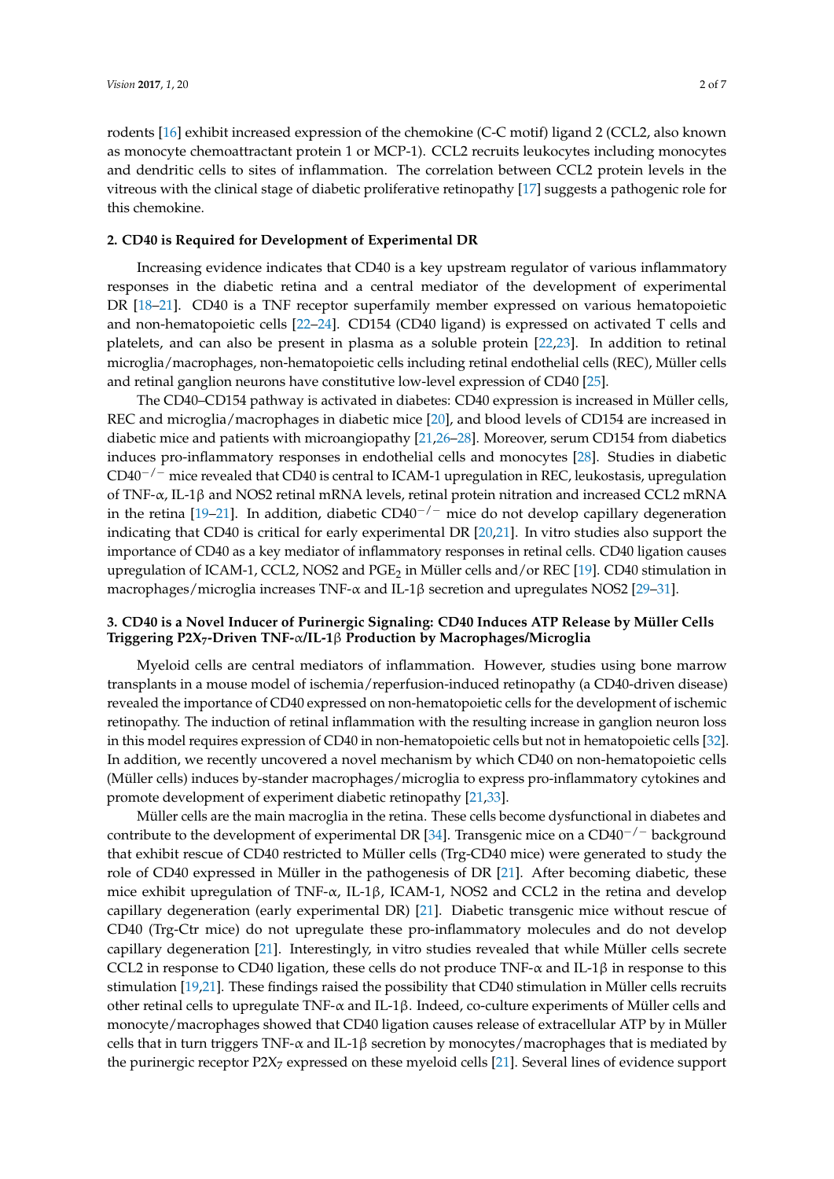rodents [16] exhibit increased expression of the chemokine (C-C motif) ligand 2 (CCL2, also known as monocyte chemoattractant protein 1 or MCP-1). CCL2 recruits leukocytes including monocytes and dendritic cells to sites of inflammation. The correlation between CCL2 protein levels in the vitreous with the clinical stage of diabetic proliferative retinopathy [17] suggests a pathogenic role for this chemokine.

## 2. CD40 is Required for Development of Experimental DR

Increasing evidence indicates that CD40 is a key upstream regulator of various inflammatory responses in the diabetic retina and a central mediator of the development of experimental DR [18–21]. CD40 is a TNF receptor superfamily member expressed on various hematopoietic and non-hematopoietic cells [22–24]. CD154 (CD40 ligand) is expressed on activated T cells and platelets, and can also be present in plasma as a soluble protein [22,23]. In addition to retinal microglia/macrophages, non-hematopoietic cells including retinal endothelial cells (REC), Müller cells and retinal ganglion neurons have constitutive low-level expression of CD40 [25].

The CD40–CD154 pathway is activated in diabetes: CD40 expression is increased in Müller cells, REC and microglia/macrophages in diabetic mice [20], and blood levels of CD154 are increased in diabetic mice and patients with microangiopathy [21,26–28]. Moreover, serum CD154 from diabetics induces pro-inflammatory responses in endothelial cells and monocytes [28]. Studies in diabetic CD40$^{-/-}$ mice revealed that CD40 is central to ICAM-1 upregulation in REC, leukostasis, upregulation of TNF-α, IL-1β and NOS2 retinal mRNA levels, retinal protein nitration and increased CCL2 mRNA in the retina [19–21]. In addition, diabetic CD40$^{-/-}$ mice do not develop capillary degeneration indicating that CD40 is critical for early experimental DR [20,21]. In vitro studies also support the importance of CD40 as a key mediator of inflammatory responses in retinal cells. CD40 ligation causes upregulation of ICAM-1, CCL2, NOS2 and $PGE_2$ in Müller cells and/or REC [19]. CD40 stimulation in macrophages/microglia increases TNF-α and IL-1β secretion and upregulates NOS2 [29–31].

## 3. CD40 is a Novel Inducer of Purinergic Signaling: CD40 Induces ATP Release by Müller Cells Triggering $P2X_7$-Driven TNF-α/IL-1β Production by Macrophages/Microglia

Myeloid cells are central mediators of inflammation. However, studies using bone marrow transplants in a mouse model of ischemia/reperfusion-induced retinopathy (a CD40-driven disease) revealed the importance of CD40 expressed on non-hematopoietic cells for the development of ischemic retinopathy. The induction of retinal inflammation with the resulting increase in ganglion neuron loss in this model requires expression of CD40 in non-hematopoietic cells but not in hematopoietic cells [32]. In addition, we recently uncovered a novel mechanism by which CD40 on non-hematopoietic cells (Müller cells) induces by-stander macrophages/microglia to express pro-inflammatory cytokines and promote development of experiment diabetic retinopathy [21,33].

Müller cells are the main macroglia in the retina. These cells become dysfunctional in diabetes and contribute to the development of experimental DR [34]. Transgenic mice on a CD40$^{-/-}$ background that exhibit rescue of CD40 restricted to Müller cells (Trg-CD40 mice) were generated to study the role of CD40 expressed in Müller in the pathogenesis of DR [21]. After becoming diabetic, these mice exhibit upregulation of TNF-α, IL-1β, ICAM-1, NOS2 and CCL2 in the retina and develop capillary degeneration (early experimental DR) [21]. Diabetic transgenic mice without rescue of CD40 (Trg-Ctr mice) do not upregulate these pro-inflammatory molecules and do not develop capillary degeneration [21]. Interestingly, in vitro studies revealed that while Müller cells secrete CCL2 in response to CD40 ligation, these cells do not produce TNF-α and IL-1β in response to this stimulation [19,21]. These findings raised the possibility that CD40 stimulation in Müller cells recruits other retinal cells to upregulate TNF-α and IL-1β. Indeed, co-culture experiments of Müller cells and monocyte/macrophages showed that CD40 ligation causes release of extracellular ATP by in Müller cells that in turn triggers TNF-α and IL-1β secretion by monocytes/macrophages that is mediated by the purinergic receptor $P2X_7$ expressed on these myeloid cells [21]. Several lines of evidence support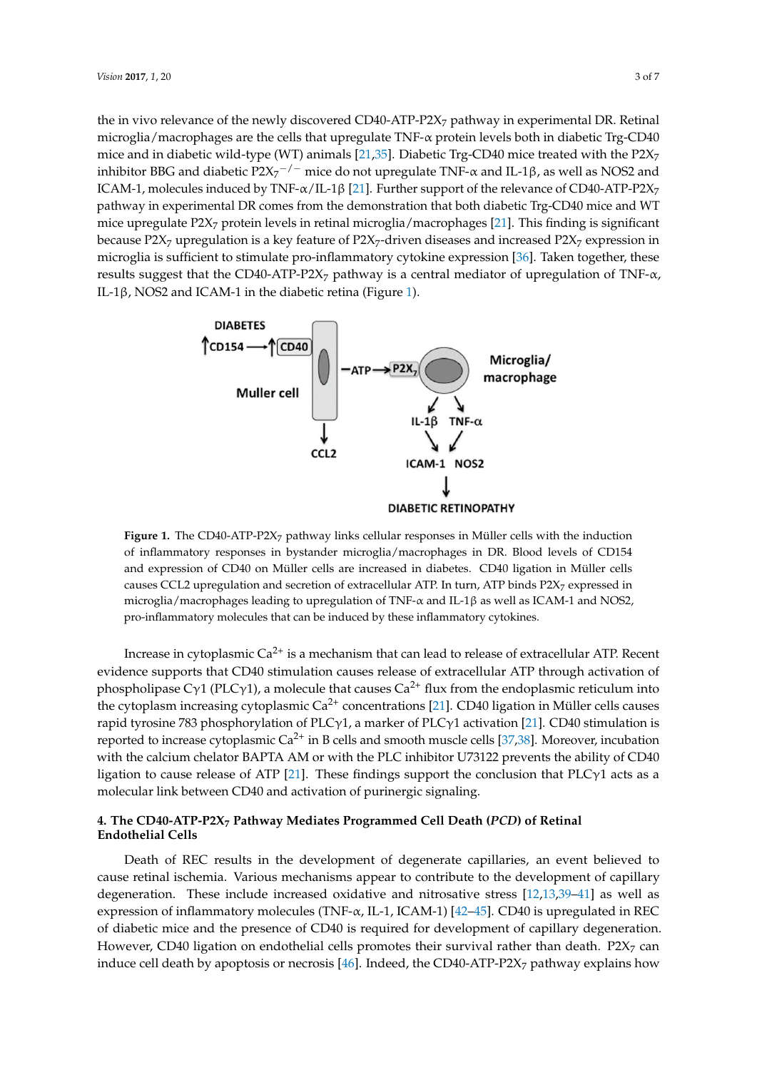the in vivo relevance of the newly discovered CD40-ATP-$P2X_7$ pathway in experimental DR. Retinal microglia/macrophages are the cells that upregulate TNF-α protein levels both in diabetic Trg-CD40 mice and in diabetic wild-type (WT) animals [21,35]. Diabetic Trg-CD40 mice treated with the $P2X_7$ inhibitor BBG and diabetic $P2X_7^{-/-}$ mice do not upregulate TNF-α and IL-1β, as well as NOS2 and ICAM-1, molecules induced by TNF-α/IL-1β [21]. Further support of the relevance of CD40-ATP-$P2X_7$ pathway in experimental DR comes from the demonstration that both diabetic Trg-CD40 mice and WT mice upregulate $P2X_7$ protein levels in retinal microglia/macrophages [21]. This finding is significant because $P2X_7$ upregulation is a key feature of $P2X_7$-driven diseases and increased $P2X_7$ expression in microglia is sufficient to stimulate pro-inflammatory cytokine expression [36]. Taken together, these results suggest that the CD40-ATP-$P2X_7$ pathway is a central mediator of upregulation of TNF-α, IL-1β, NOS2 and ICAM-1 in the diabetic retina (Figure 1).

**Figure 1.** The CD40-ATP-$P2X_7$ pathway links cellular responses in Müller cells with the induction of inflammatory responses in bystander microglia/macrophages in DR. Blood levels of CD154 and expression of CD40 on Müller cells are increased in diabetes. CD40 ligation in Müller cells causes CCL2 upregulation and secretion of extracellular ATP. In turn, ATP binds $P2X_7$ expressed in microglia/macrophages leading to upregulation of TNF-α and IL-1β as well as ICAM-1 and NOS2, pro-inflammatory molecules that can be induced by these inflammatory cytokines.

Increase in cytoplasmic $Ca^{2+}$ is a mechanism that can lead to release of extracellular ATP. Recent evidence supports that CD40 stimulation causes release of extracellular ATP through activation of phospholipase Cγ1 (PLCγ1), a molecule that causes $Ca^{2+}$ flux from the endoplasmic reticulum into the cytoplasm increasing cytoplasmic $Ca^{2+}$ concentrations [21]. CD40 ligation in Müller cells causes rapid tyrosine 783 phosphorylation of PLCγ1, a marker of PLCγ1 activation [21]. CD40 stimulation is reported to increase cytoplasmic $Ca^{2+}$ in B cells and smooth muscle cells [37,38]. Moreover, incubation with the calcium chelator BAPTA AM or with the PLC inhibitor U73122 prevents the ability of CD40 ligation to cause release of ATP [21]. These findings support the conclusion that PLCγ1 acts as a molecular link between CD40 and activation of purinergic signaling.

## 4. The CD40-ATP-$P2X_7$ Pathway Mediates Programmed Cell Death (*PCD*) of Retinal Endothelial Cells

Death of REC results in the development of degenerate capillaries, an event believed to cause retinal ischemia. Various mechanisms appear to contribute to the development of capillary degeneration. These include increased oxidative and nitrosative stress [12,13,39–41] as well as expression of inflammatory molecules (TNF-α, IL-1, ICAM-1) [42–45]. CD40 is upregulated in REC of diabetic mice and the presence of CD40 is required for development of capillary degeneration. However, CD40 ligation on endothelial cells promotes their survival rather than death. $P2X_7$ can induce cell death by apoptosis or necrosis [46]. Indeed, the CD40-ATP-$P2X_7$ pathway explains how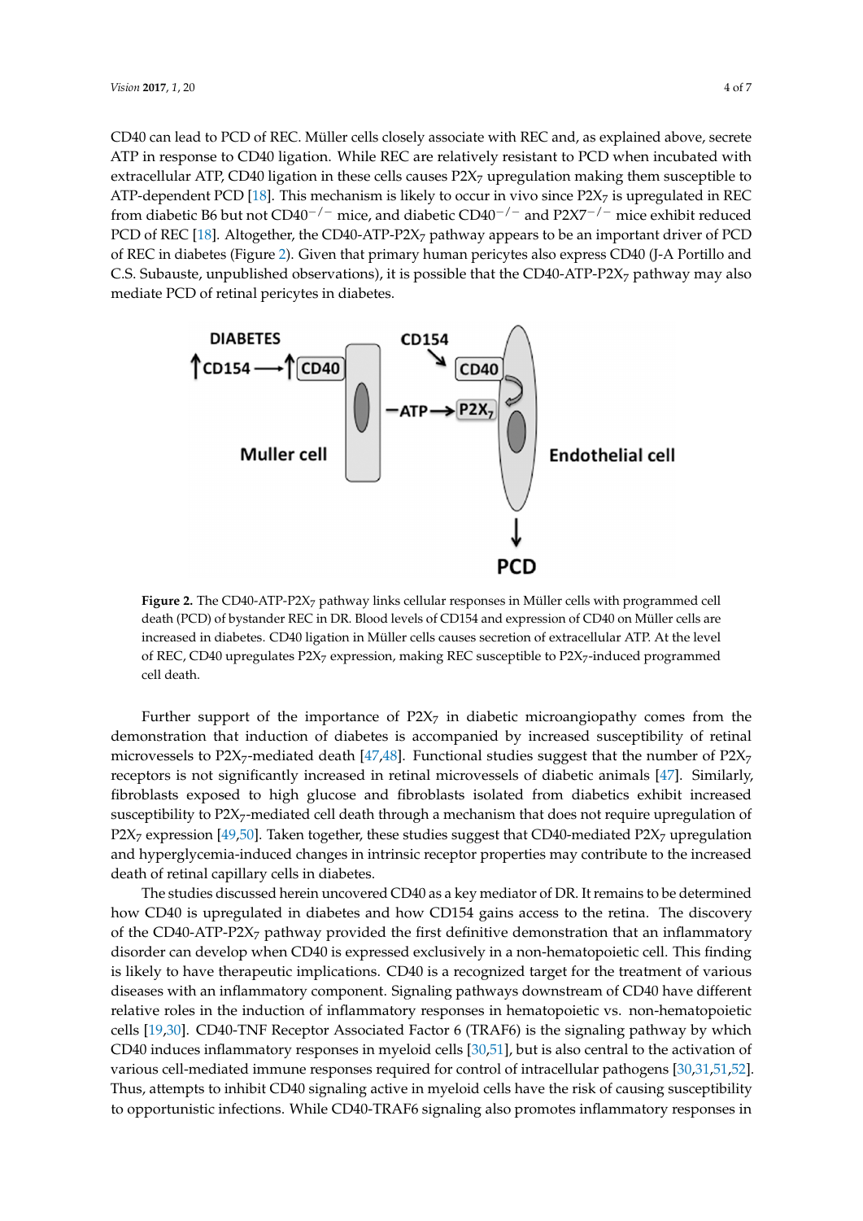CD40 can lead to PCD of REC. Müller cells closely associate with REC and, as explained above, secrete ATP in response to CD40 ligation. While REC are relatively resistant to PCD when incubated with extracellular ATP, CD40 ligation in these cells causes $P2X_7$ upregulation making them susceptible to ATP-dependent PCD [18]. This mechanism is likely to occur in vivo since $P2X_7$ is upregulated in REC from diabetic B6 but not $CD40^{-/-}$ mice, and diabetic $CD40^{-/-}$ and $P2X7^{-/-}$ mice exhibit reduced PCD of REC [18]. Altogether, the CD40-ATP-$P2X_7$ pathway appears to be an important driver of PCD of REC in diabetes (Figure 2). Given that primary human pericytes also express CD40 (J-A Portillo and C.S. Subauste, unpublished observations), it is possible that the CD40-ATP-$P2X_7$ pathway may also mediate PCD of retinal pericytes in diabetes.

**Figure 2.** The CD40-ATP-$P2X_7$ pathway links cellular responses in Müller cells with programmed cell death (PCD) of bystander REC in DR. Blood levels of CD154 and expression of CD40 on Müller cells are increased in diabetes. CD40 ligation in Müller cells causes secretion of extracellular ATP. At the level of REC, CD40 upregulates $P2X_7$ expression, making REC susceptible to $P2X_7$-induced programmed cell death.

Further support of the importance of $P2X_7$ in diabetic microangiopathy comes from the demonstration that induction of diabetes is accompanied by increased susceptibility of retinal microvessels to $P2X_7$-mediated death [47,48]. Functional studies suggest that the number of $P2X_7$ receptors is not significantly increased in retinal microvessels of diabetic animals [47]. Similarly, fibroblasts exposed to high glucose and fibroblasts isolated from diabetics exhibit increased susceptibility to $P2X_7$-mediated cell death through a mechanism that does not require upregulation of $P2X_7$ expression [49,50]. Taken together, these studies suggest that CD40-mediated $P2X_7$ upregulation and hyperglycemia-induced changes in intrinsic receptor properties may contribute to the increased death of retinal capillary cells in diabetes.

The studies discussed herein uncovered CD40 as a key mediator of DR. It remains to be determined how CD40 is upregulated in diabetes and how CD154 gains access to the retina. The discovery of the CD40-ATP-$P2X_7$ pathway provided the first definitive demonstration that an inflammatory disorder can develop when CD40 is expressed exclusively in a non-hematopoietic cell. This finding is likely to have therapeutic implications. CD40 is a recognized target for the treatment of various diseases with an inflammatory component. Signaling pathways downstream of CD40 have different relative roles in the induction of inflammatory responses in hematopoietic vs. non-hematopoietic cells [19,30]. CD40-TNF Receptor Associated Factor 6 (TRAF6) is the signaling pathway by which CD40 induces inflammatory responses in myeloid cells [30,51], but is also central to the activation of various cell-mediated immune responses required for control of intracellular pathogens [30,31,51,52]. Thus, attempts to inhibit CD40 signaling active in myeloid cells have the risk of causing susceptibility to opportunistic infections. While CD40-TRAF6 signaling also promotes inflammatory responses in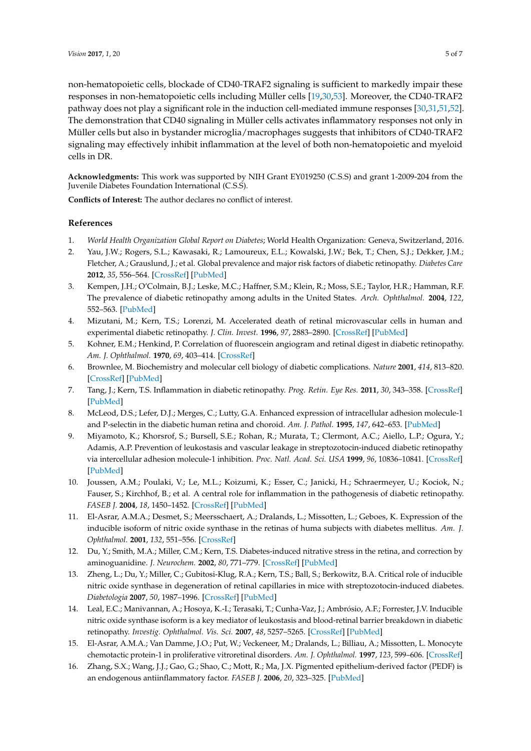non-hematopoietic cells, blockade of CD40-TRAF2 signaling is sufficient to markedly impair these responses in non-hematopoietic cells including Müller cells [19,30,53]. Moreover, the CD40-TRAF2 pathway does not play a significant role in the induction cell-mediated immune responses [30,31,51,52]. The demonstration that CD40 signaling in Müller cells activates inflammatory responses not only in Müller cells but also in bystander microglia/macrophages suggests that inhibitors of CD40-TRAF2 signaling may effectively inhibit inflammation at the level of both non-hematopoietic and myeloid cells in DR.

**Acknowledgments:** This work was supported by NIH Grant EY019250 (C.S.S) and grant 1-2009-204 from the Juvenile Diabetes Foundation International (C.S.S).

**Conflicts of Interest:** The author declares no conflict of interest.

## References

1. *World Health Organization Global Report on Diabetes*; World Health Organization: Geneva, Switzerland, 2016.
2. Yau, J.W.; Rogers, S.L.; Kawasaki, R.; Lamoureux, E.L.; Kowalski, J.W.; Bek, T.; Chen, S.J.; Dekker, J.M.; Fletcher, A.; Grauslund, J.; et al. Global prevalence and major risk factors of diabetic retinopathy. *Diabetes Care* **2012**, *35*, 556–564. [CrossRef] [PubMed]
3. Kempen, J.H.; O'Colmain, B.J.; Leske, M.C.; Haffner, S.M.; Klein, R.; Moss, S.E.; Taylor, H.R.; Hamman, R.F. The prevalence of diabetic retinopathy among adults in the United States. *Arch. Ophthalmol.* **2004**, *122*, 552–563. [PubMed]
4. Mizutani, M.; Kern, T.S.; Lorenzi, M. Accelerated death of retinal microvascular cells in human and experimental diabetic retinopathy. *J. Clin. Invest.* **1996**, *97*, 2883–2890. [CrossRef] [PubMed]
5. Kohner, E.M.; Henkind, P. Correlation of fluorescein angiogram and retinal digest in diabetic retinopathy. *Am. J. Ophthalmol.* **1970**, *69*, 403–414. [CrossRef]
6. Brownlee, M. Biochemistry and molecular cell biology of diabetic complications. *Nature* **2001**, *414*, 813–820. [CrossRef] [PubMed]
7. Tang, J.; Kern, T.S. Inflammation in diabetic retinopathy. *Prog. Retin. Eye Res.* **2011**, *30*, 343–358. [CrossRef] [PubMed]
8. McLeod, D.S.; Lefer, D.J.; Merges, C.; Lutty, G.A. Enhanced expression of intracellular adhesion molecule-1 and P-selectin in the diabetic human retina and choroid. *Am. J. Pathol.* **1995**, *147*, 642–653. [PubMed]
9. Miyamoto, K.; Khorsrof, S.; Bursell, S.E.; Rohan, R.; Murata, T.; Clermont, A.C.; Aiello, L.P.; Ogura, Y.; Adamis, A.P. Prevention of leukostasis and vascular leakage in streptozotocin-induced diabetic retinopathy via intercellular adhesion molecule-1 inhibition. *Proc. Natl. Acad. Sci. USA* **1999**, *96*, 10836–10841. [CrossRef] [PubMed]
10. Joussen, A.M.; Poulaki, V.; Le, M.L.; Koizumi, K.; Esser, C.; Janicki, H.; Schraermeyer, U.; Kociok, N.; Fauser, S.; Kirchhof, B.; et al. A central role for inflammation in the pathogenesis of diabetic retinopathy. *FASEB J.* **2004**, *18*, 1450–1452. [CrossRef] [PubMed]
11. El-Asrar, A.M.A.; Desmet, S.; Meersschaert, A.; Dralands, L.; Missotten, L.; Geboes, K. Expression of the inducible isoform of nitric oxide synthase in the retinas of huma subjects with diabetes mellitus. *Am. J. Ophthalmol.* **2001**, *132*, 551–556. [CrossRef]
12. Du, Y.; Smith, M.A.; Miller, C.M.; Kern, T.S. Diabetes-induced nitrative stress in the retina, and correction by aminoguanidine. *J. Neurochem.* **2002**, *80*, 771–779. [CrossRef] [PubMed]
13. Zheng, L.; Du, Y.; Miller, C.; Gubitosi-Klug, R.A.; Kern, T.S.; Ball, S.; Berkowitz, B.A. Critical role of inducible nitric oxide synthase in degeneration of retinal capillaries in mice with streptozotocin-induced diabetes. *Diabetologia* **2007**, *50*, 1987–1996. [CrossRef] [PubMed]
14. Leal, E.C.; Manivannan, A.; Hosoya, K.-I.; Terasaki, T.; Cunha-Vaz, J.; Ambrósio, A.F.; Forrester, J.V. Inducible nitric oxide synthase isoform is a key mediator of leukostasis and blood-retinal barrier breakdown in diabetic retinopathy. *Investig. Ophthalmol. Vis. Sci.* **2007**, *48*, 5257–5265. [CrossRef] [PubMed]
15. El-Asrar, A.M.A.; Van Damme, J.O.; Put, W.; Veckeneer, M.; Dralands, L.; Billiau, A.; Missotten, L. Monocyte chemotactic protein-1 in proliferative vitroretinal disorders. *Am. J. Ophthalmol.* **1997**, *123*, 599–606. [CrossRef]
16. Zhang, S.X.; Wang, J.J.; Gao, G.; Shao, C.; Mott, R.; Ma, J.X. Pigmented epithelium-derived factor (PEDF) is an endogenous antiinflammatory factor. *FASEB J.* **2006**, *20*, 323–325. [PubMed]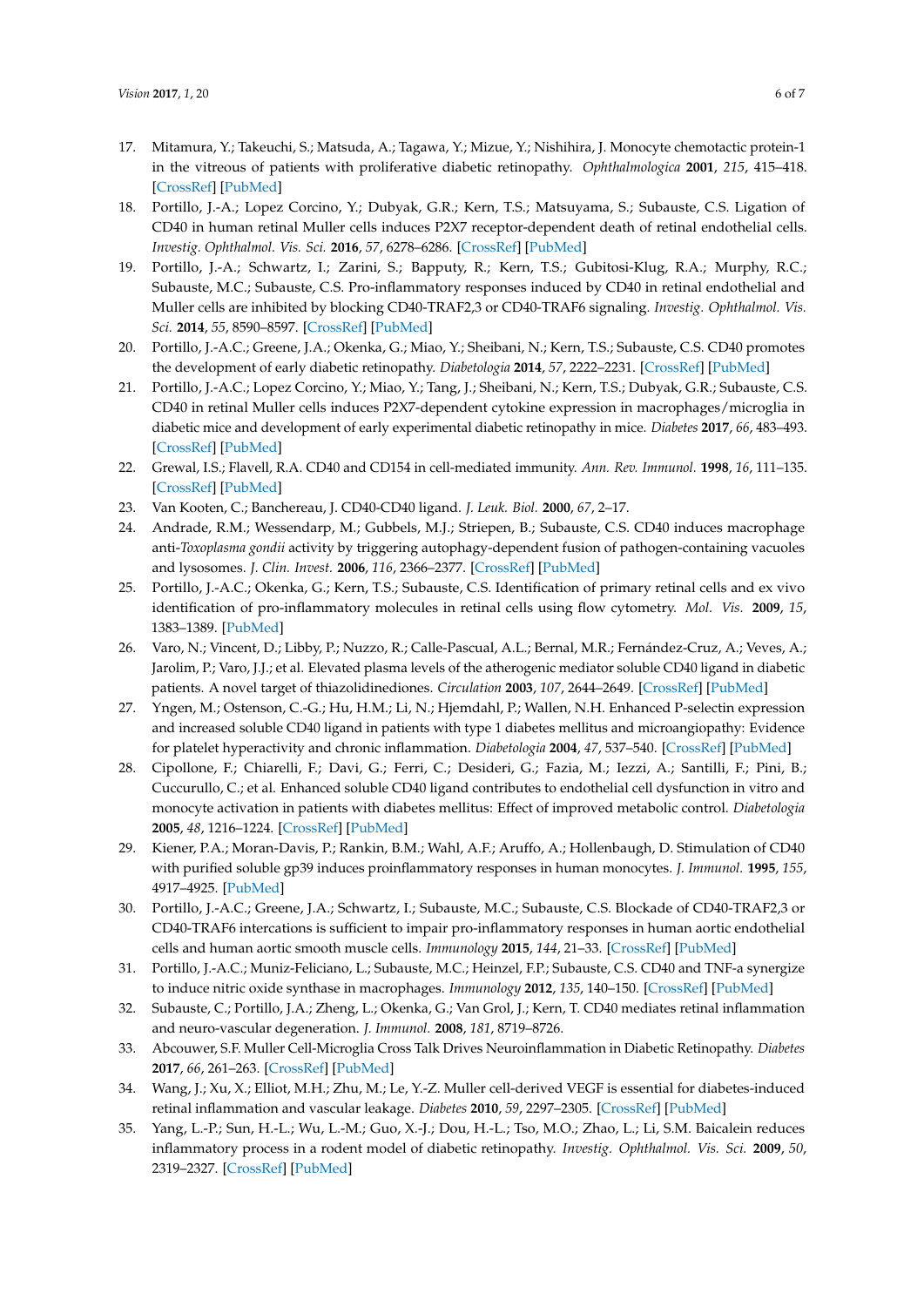17. Mitamura, Y.; Takeuchi, S.; Matsuda, A.; Tagawa, Y.; Mizue, Y.; Nishihira, J. Monocyte chemotactic protein-1 in the vitreous of patients with proliferative diabetic retinopathy. *Ophthalmologica* **2001**, *215*, 415–418. [CrossRef] [PubMed]
18. Portillo, J.-A.; Lopez Corcino, Y.; Dubyak, G.R.; Kern, T.S.; Matsuyama, S.; Subauste, C.S. Ligation of CD40 in human retinal Muller cells induces P2X7 receptor-dependent death of retinal endothelial cells. *Investig. Ophthalmol. Vis. Sci.* **2016**, *57*, 6278–6286. [CrossRef] [PubMed]
19. Portillo, J.-A.; Schwartz, I.; Zarini, S.; Bapputy, R.; Kern, T.S.; Gubitosi-Klug, R.A.; Murphy, R.C.; Subauste, M.C.; Subauste, C.S. Pro-inflammatory responses induced by CD40 in retinal endothelial and Muller cells are inhibited by blocking CD40-TRAF2,3 or CD40-TRAF6 signaling. *Investig. Ophthalmol. Vis. Sci.* **2014**, *55*, 8590–8597. [CrossRef] [PubMed]
20. Portillo, J.-A.C.; Greene, J.A.; Okenka, G.; Miao, Y.; Sheibani, N.; Kern, T.S.; Subauste, C.S. CD40 promotes the development of early diabetic retinopathy. *Diabetologia* **2014**, *57*, 2222–2231. [CrossRef] [PubMed]
21. Portillo, J.-A.C.; Lopez Corcino, Y.; Miao, Y.; Tang, J.; Sheibani, N.; Kern, T.S.; Dubyak, G.R.; Subauste, C.S. CD40 in retinal Muller cells induces P2X7-dependent cytokine expression in macrophages/microglia in diabetic mice and development of early experimental diabetic retinopathy in mice. *Diabetes* **2017**, *66*, 483–493. [CrossRef] [PubMed]
22. Grewal, I.S.; Flavell, R.A. CD40 and CD154 in cell-mediated immunity. *Ann. Rev. Immunol.* **1998**, *16*, 111–135. [CrossRef] [PubMed]
23. Van Kooten, C.; Banchereau, J. CD40-CD40 ligand. *J. Leuk. Biol.* **2000**, *67*, 2–17.
24. Andrade, R.M.; Wessendarp, M.; Gubbels, M.J.; Striepen, B.; Subauste, C.S. CD40 induces macrophage anti-*Toxoplasma gondii* activity by triggering autophagy-dependent fusion of pathogen-containing vacuoles and lysosomes. *J. Clin. Invest.* **2006**, *116*, 2366–2377. [CrossRef] [PubMed]
25. Portillo, J.-A.C.; Okenka, G.; Kern, T.S.; Subauste, C.S. Identification of primary retinal cells and ex vivo identification of pro-inflammatory molecules in retinal cells using flow cytometry. *Mol. Vis.* **2009**, *15*, 1383–1389. [PubMed]
26. Varo, N.; Vincent, D.; Libby, P.; Nuzzo, R.; Calle-Pascual, A.L.; Bernal, M.R.; Fernández-Cruz, A.; Veves, A.; Jarolim, P.; Varo, J.J.; et al. Elevated plasma levels of the atherogenic mediator soluble CD40 ligand in diabetic patients. A novel target of thiazolidinediones. *Circulation* **2003**, *107*, 2644–2649. [CrossRef] [PubMed]
27. Yngen, M.; Ostenson, C.-G.; Hu, H.M.; Li, N.; Hjemdahl, P.; Wallen, N.H. Enhanced P-selectin expression and increased soluble CD40 ligand in patients with type 1 diabetes mellitus and microangiopathy: Evidence for platelet hyperactivity and chronic inflammation. *Diabetologia* **2004**, *47*, 537–540. [CrossRef] [PubMed]
28. Cipollone, F.; Chiarelli, F.; Davi, G.; Ferri, C.; Desideri, G.; Fazia, M.; Iezzi, A.; Santilli, F.; Pini, B.; Cuccurullo, C.; et al. Enhanced soluble CD40 ligand contributes to endothelial cell dysfunction in vitro and monocyte activation in patients with diabetes mellitus: Effect of improved metabolic control. *Diabetologia* **2005**, *48*, 1216–1224. [CrossRef] [PubMed]
29. Kiener, P.A.; Moran-Davis, P.; Rankin, B.M.; Wahl, A.F.; Aruffo, A.; Hollenbaugh, D. Stimulation of CD40 with purified soluble gp39 induces proinflammatory responses in human monocytes. *J. Immunol.* **1995**, *155*, 4917–4925. [PubMed]
30. Portillo, J.-A.C.; Greene, J.A.; Schwartz, I.; Subauste, M.C.; Subauste, C.S. Blockade of CD40-TRAF2,3 or CD40-TRAF6 intercations is sufficient to impair pro-inflammatory responses in human aortic endothelial cells and human aortic smooth muscle cells. *Immunology* **2015**, *144*, 21–33. [CrossRef] [PubMed]
31. Portillo, J.-A.C.; Muniz-Feliciano, L.; Subauste, M.C.; Heinzel, F.P.; Subauste, C.S. CD40 and TNF-a synergize to induce nitric oxide synthase in macrophages. *Immunology* **2012**, *135*, 140–150. [CrossRef] [PubMed]
32. Subauste, C.; Portillo, J.A.; Zheng, L.; Okenka, G.; Van Grol, J.; Kern, T. CD40 mediates retinal inflammation and neuro-vascular degeneration. *J. Immunol.* **2008**, *181*, 8719–8726.
33. Abcouwer, S.F. Muller Cell-Microglia Cross Talk Drives Neuroinflammation in Diabetic Retinopathy. *Diabetes* **2017**, *66*, 261–263. [CrossRef] [PubMed]
34. Wang, J.; Xu, X.; Elliot, M.H.; Zhu, M.; Le, Y.-Z. Muller cell-derived VEGF is essential for diabetes-induced retinal inflammation and vascular leakage. *Diabetes* **2010**, *59*, 2297–2305. [CrossRef] [PubMed]
35. Yang, L.-P.; Sun, H.-L.; Wu, L.-M.; Guo, X.-J.; Dou, H.-L.; Tso, M.O.; Zhao, L.; Li, S.M. Baicalein reduces inflammatory process in a rodent model of diabetic retinopathy. *Investig. Ophthalmol. Vis. Sci.* **2009**, *50*, 2319–2327. [CrossRef] [PubMed]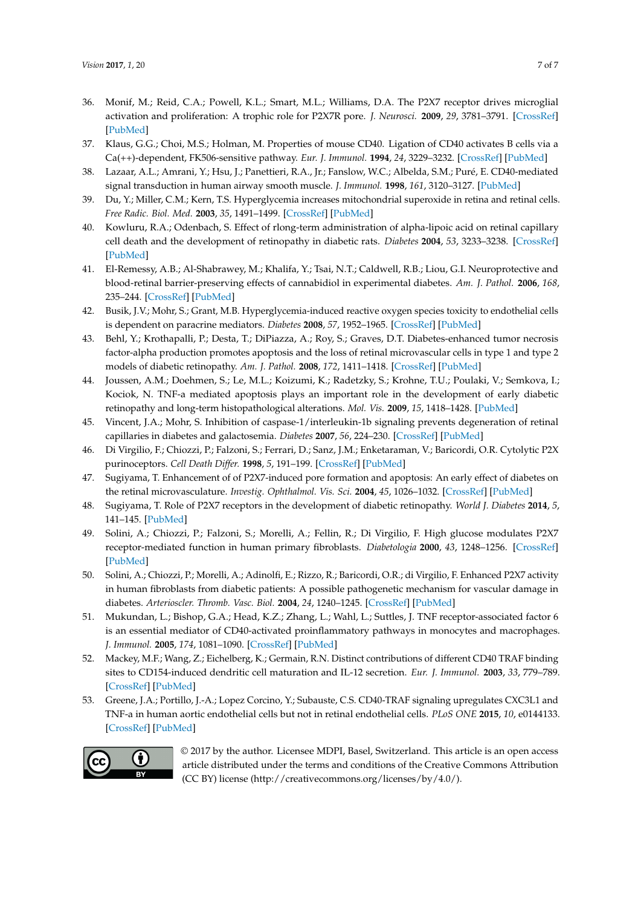36. Monif, M.; Reid, C.A.; Powell, K.L.; Smart, M.L.; Williams, D.A. The P2X7 receptor drives microglial activation and proliferation: A trophic role for P2X7R pore. *J. Neurosci.* **2009**, *29*, 3781–3791. [CrossRef] [PubMed]
37. Klaus, G.G.; Choi, M.S.; Holman, M. Properties of mouse CD40. Ligation of CD40 activates B cells via a Ca(++)-dependent, FK506-sensitive pathway. *Eur. J. Immunol.* **1994**, *24*, 3229–3232. [CrossRef] [PubMed]
38. Lazaar, A.L.; Amrani, Y.; Hsu, J.; Panettieri, R.A., Jr.; Fanslow, W.C.; Albelda, S.M.; Puré, E. CD40-mediated signal transduction in human airway smooth muscle. *J. Immunol.* **1998**, *161*, 3120–3127. [PubMed]
39. Du, Y.; Miller, C.M.; Kern, T.S. Hyperglycemia increases mitochondrial superoxide in retina and retinal cells. *Free Radic. Biol. Med.* **2003**, *35*, 1491–1499. [CrossRef] [PubMed]
40. Kowluru, R.A.; Odenbach, S. Effect of rlong-term administration of alpha-lipoic acid on retinal capillary cell death and the development of retinopathy in diabetic rats. *Diabetes* **2004**, *53*, 3233–3238. [CrossRef] [PubMed]
41. El-Remessy, A.B.; Al-Shabrawey, M.; Khalifa, Y.; Tsai, N.T.; Caldwell, R.B.; Liou, G.I. Neuroprotective and blood-retinal barrier-preserving effects of cannabidiol in experimental diabetes. *Am. J. Pathol.* **2006**, *168*, 235–244. [CrossRef] [PubMed]
42. Busik, J.V.; Mohr, S.; Grant, M.B. Hyperglycemia-induced reactive oxygen species toxicity to endothelial cells is dependent on paracrine mediators. *Diabetes* **2008**, *57*, 1952–1965. [CrossRef] [PubMed]
43. Behl, Y.; Krothapalli, P.; Desta, T.; DiPiazza, A.; Roy, S.; Graves, D.T. Diabetes-enhanced tumor necrosis factor-alpha production promotes apoptosis and the loss of retinal microvascular cells in type 1 and type 2 models of diabetic retinopathy. *Am. J. Pathol.* **2008**, *172*, 1411–1418. [CrossRef] [PubMed]
44. Joussen, A.M.; Doehmen, S.; Le, M.L.; Koizumi, K.; Radetzky, S.; Krohne, T.U.; Poulaki, V.; Semkova, I.; Kociok, N. TNF-a mediated apoptosis plays an important role in the development of early diabetic retinopathy and long-term histopathological alterations. *Mol. Vis.* **2009**, *15*, 1418–1428. [PubMed]
45. Vincent, J.A.; Mohr, S. Inhibition of caspase-1/interleukin-1b signaling prevents degeneration of retinal capillaries in diabetes and galactosemia. *Diabetes* **2007**, *56*, 224–230. [CrossRef] [PubMed]
46. Di Virgilio, F.; Chiozzi, P.; Falzoni, S.; Ferrari, D.; Sanz, J.M.; Enketaraman, V.; Baricordi, O.R. Cytolytic P2X purinoceptors. *Cell Death Differ.* **1998**, *5*, 191–199. [CrossRef] [PubMed]
47. Sugiyama, T. Enhancement of P2X7-induced pore formation and apoptosis: An early effect of diabetes on the retinal microvasculature. *Investig. Ophthalmol. Vis. Sci.* **2004**, *45*, 1026–1032. [CrossRef] [PubMed]
48. Sugiyama, T. Role of P2X7 receptors in the development of diabetic retinopathy. *World J. Diabetes* **2014**, *5*, 141–145. [PubMed]
49. Solini, A.; Chiozzi, P.; Falzoni, S.; Morelli, A.; Fellin, R.; Di Virgilio, F. High glucose modulates P2X7 receptor-mediated function in human primary fibroblasts. *Diabetologia* **2000**, *43*, 1248–1256. [CrossRef] [PubMed]
50. Solini, A.; Chiozzi, P.; Morelli, A.; Adinolfi, E.; Rizzo, R.; Baricordi, O.R.; di Virgilio, F. Enhanced P2X7 activity in human fibroblasts from diabetic patients: A possible pathogenetic mechanism for vascular damage in diabetes. *Arterioscler. Thromb. Vasc. Biol.* **2004**, *24*, 1240–1245. [CrossRef] [PubMed]
51. Mukundan, L.; Bishop, G.A.; Head, K.Z.; Zhang, L.; Wahl, L.; Suttles, J. TNF receptor-associated factor 6 is an essential mediator of CD40-activated proinflammatory pathways in monocytes and macrophages. *J. Immunol.* **2005**, *174*, 1081–1090. [CrossRef] [PubMed]
52. Mackey, M.F.; Wang, Z.; Eichelberg, K.; Germain, R.N. Distinct contributions of different CD40 TRAF binding sites to CD154-induced dendritic cell maturation and IL-12 secretion. *Eur. J. Immunol.* **2003**, *33*, 779–789. [CrossRef] [PubMed]
53. Greene, J.A.; Portillo, J.-A.; Lopez Corcino, Y.; Subauste, C.S. CD40-TRAF signaling upregulates CXC3L1 and TNF-a in human aortic endothelial cells but not in retinal endothelial cells. *PLoS ONE* **2015**, *10*, e0144133. [CrossRef] [PubMed]

© 2017 by the author. Licensee MDPI, Basel, Switzerland. This article is an open access article distributed under the terms and conditions of the Creative Commons Attribution (CC BY) license (http://creativecommons.org/licenses/by/4.0/).